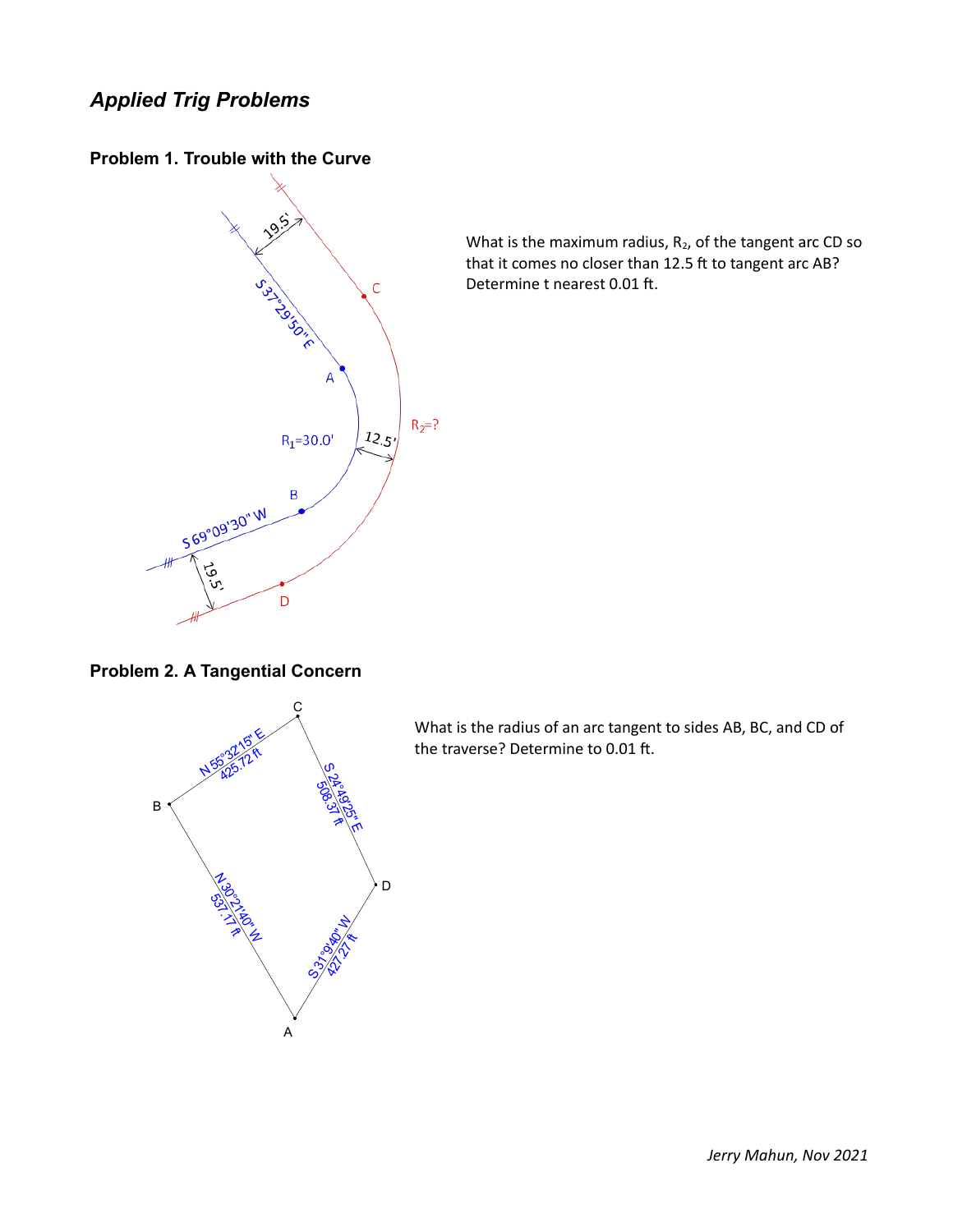## *Applied Trig Problems*

### Problem 1. Trouble with the Curve

What is the maximum radius, $R_2$, of the tangent arc CD so that it comes no closer than 12.5 ft to tangent arc AB? Determine t nearest 0.01 ft.

### Problem 2. A Tangential Concern

What is the radius of an arc tangent to sides AB, BC, and CD of the traverse? Determine to 0.01 ft.

*Jerry Mahun, Nov 2021*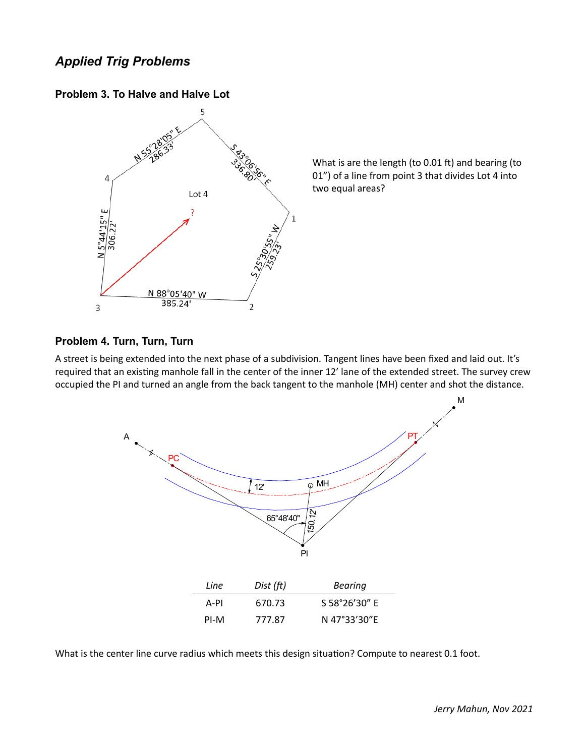## *Applied Trig Problems*

### Problem 3. To Halve and Halve Lot

5

N 55°28'05" E
286.33'

S 43°06'56" E
336.80'

4

Lot 4

?

1

N 5°44'15" E
306.22'

S 25°30'55" W
259.23'

N 88°05'40" W
385.24'

3

2

What is are the length (to 0.01 ft) and bearing (to 01") of a line from point 3 that divides Lot 4 into two equal areas?

### Problem 4. Turn, Turn, Turn

A street is being extended into the next phase of a subdivision. Tangent lines have been fixed and laid out. It's required that an existing manhole fall in the center of the inner 12' lane of the extended street. The survey crew occupied the PI and turned an angle from the back tangent to the manhole (MH) center and shot the distance.

M

A

PT

PC

12'

MH

65°48'40"

150.12'

PI

| *Line* | *Dist (ft)* | *Bearing* |
|---|---|---|
| A-PI | 670.73 | S 58°26'30" E |
| PI-M | 777.87 | N 47°33'30"E |

What is the center line curve radius which meets this design situation? Compute to nearest 0.1 foot.

*Jerry Mahun, Nov 2021*